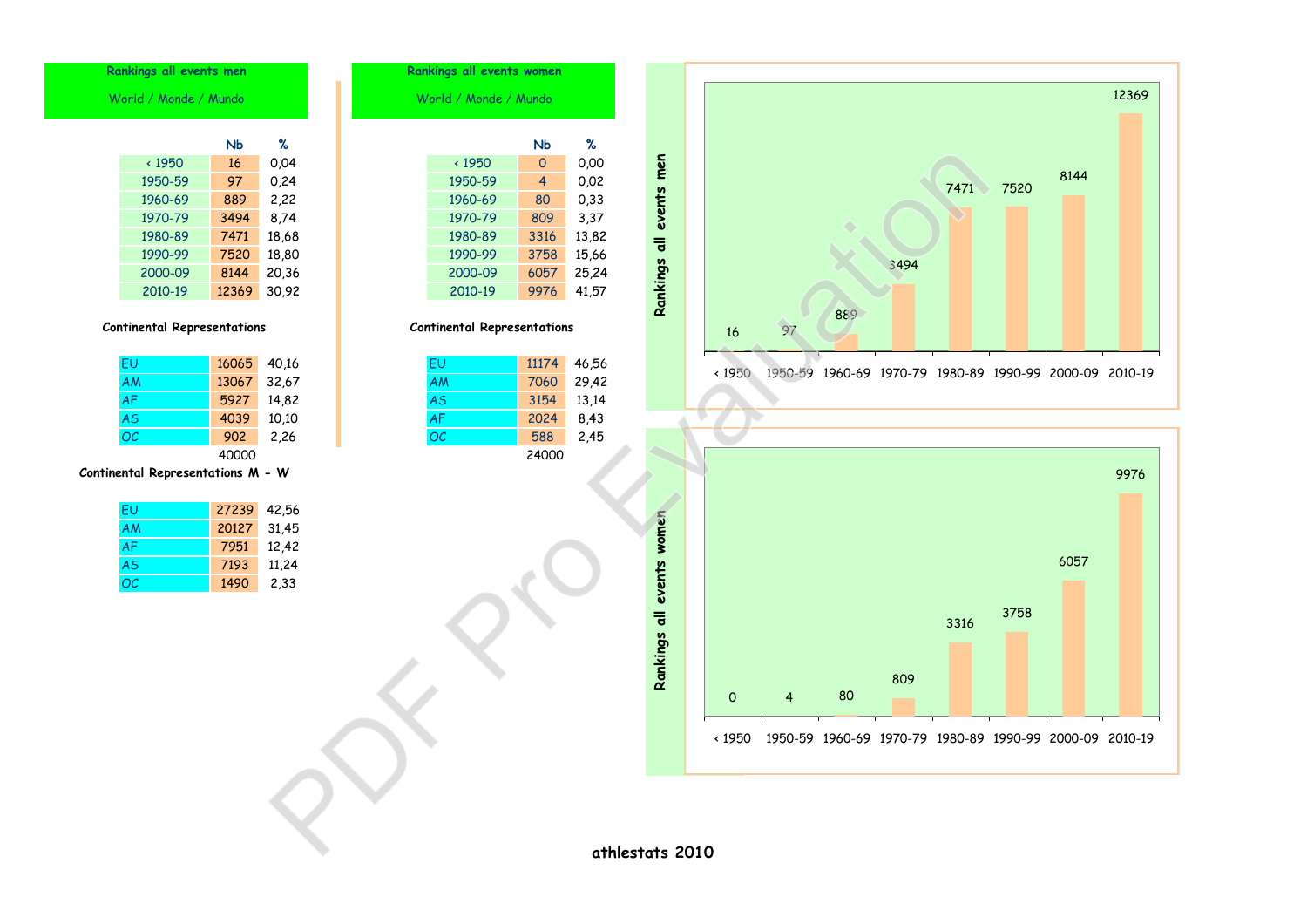## Rankings all events men

World / Monde / Mundo

| | Nb | % |
|---|---|---|
| < 1950 | 16 | 0,04 |
| 1950-59 | 97 | 0,24 |
| 1960-69 | 889 | 2,22 |
| 1970-79 | 3494 | 8,74 |
| 1980-89 | 7471 | 18,68 |
| 1990-99 | 7520 | 18,80 |
| 2000-09 | 8144 | 20,36 |
| 2010-19 | 12369 | 30,92 |

**Continental Representations**

| | | |
|---|---|---|
| EU | 16065 | 40,16 |
| AM | 13067 | 32,67 |
| AF | 5927 | 14,82 |
| AS | 4039 | 10,10 |
| OC | 902 | 2,26 |
| | 40000 | |

**Continental Representations M - W**

| | | |
|---|---|---|
| EU | 27239 | 42,56 |
| AM | 20127 | 31,45 |
| AF | 7951 | 12,42 |
| AS | 7193 | 11,24 |
| OC | 1490 | 2,33 |

## Rankings all events women

World / Monde / Mundo

| | Nb | % |
|---|---|---|
| < 1950 | 0 | 0,00 |
| 1950-59 | 4 | 0,02 |
| 1960-69 | 80 | 0,33 |
| 1970-79 | 809 | 3,37 |
| 1980-89 | 3316 | 13,82 |
| 1990-99 | 3758 | 15,66 |
| 2000-09 | 6057 | 25,24 |
| 2010-19 | 9976 | 41,57 |

**Continental Representations**

| | | |
|---|---|---|
| EU | 11174 | 46,56 |
| AM | 7060 | 29,42 |
| AS | 3154 | 13,14 |
| AF | 2024 | 8,43 |
| OC | 588 | 2,45 |
| | 24000 | |

**Rankings all events men**

| < 1950 | 1950-59 | 1960-69 | 1970-79 | 1980-89 | 1990-99 | 2000-09 | 2010-19 |
|---|---|---|---|---|---|---|---|
| 16 | 97 | 889 | 3494 | 7471 | 7520 | 8144 | 12369 |

**Rankings all events women**

| < 1950 | 1950-59 | 1960-69 | 1970-79 | 1980-89 | 1990-99 | 2000-09 | 2010-19 |
|---|---|---|---|---|---|---|---|
| 0 | 4 | 80 | 809 | 3316 | 3758 | 6057 | 9976 |

athlestats 2010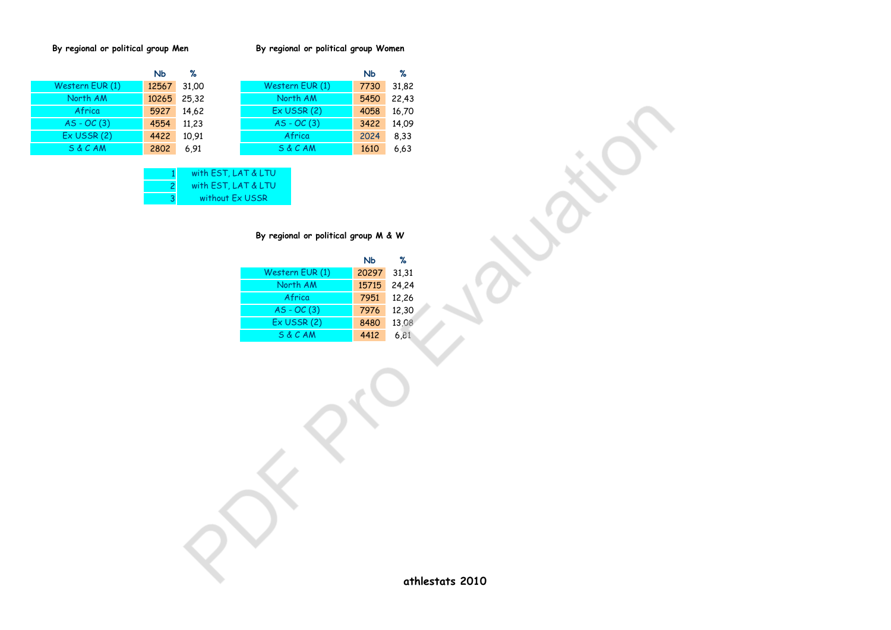**By regional or political group Men**

| | Nb | % |
|---|---|---|
| Western EUR (1) | 12567 | 31,00 |
| North AM | 10265 | 25,32 |
| Africa | 5927 | 14,62 |
| AS - OC (3) | 4554 | 11,23 |
| Ex USSR (2) | 4422 | 10,91 |
| S & C AM | 2802 | 6,91 |

**By regional or political group Women**

| | Nb | % |
|---|---|---|
| Western EUR (1) | 7730 | 31,82 |
| North AM | 5450 | 22,43 |
| Ex USSR (2) | 4058 | 16,70 |
| AS - OC (3) | 3422 | 14,09 |
| Africa | 2024 | 8,33 |
| S & C AM | 1610 | 6,63 |

| | |
|---|---|
| 1 | with EST, LAT & LTU |
| 2 | with EST, LAT & LTU |
| 3 | without Ex USSR |

**By regional or political group M & W**

| | Nb | % |
|---|---|---|
| Western EUR (1) | 20297 | 31,31 |
| North AM | 15715 | 24,24 |
| Africa | 7951 | 12,26 |
| AS - OC (3) | 7976 | 12,30 |
| Ex USSR (2) | 8480 | 13,08 |
| S & C AM | 4412 | 6,81 |

**athlestats 2010**